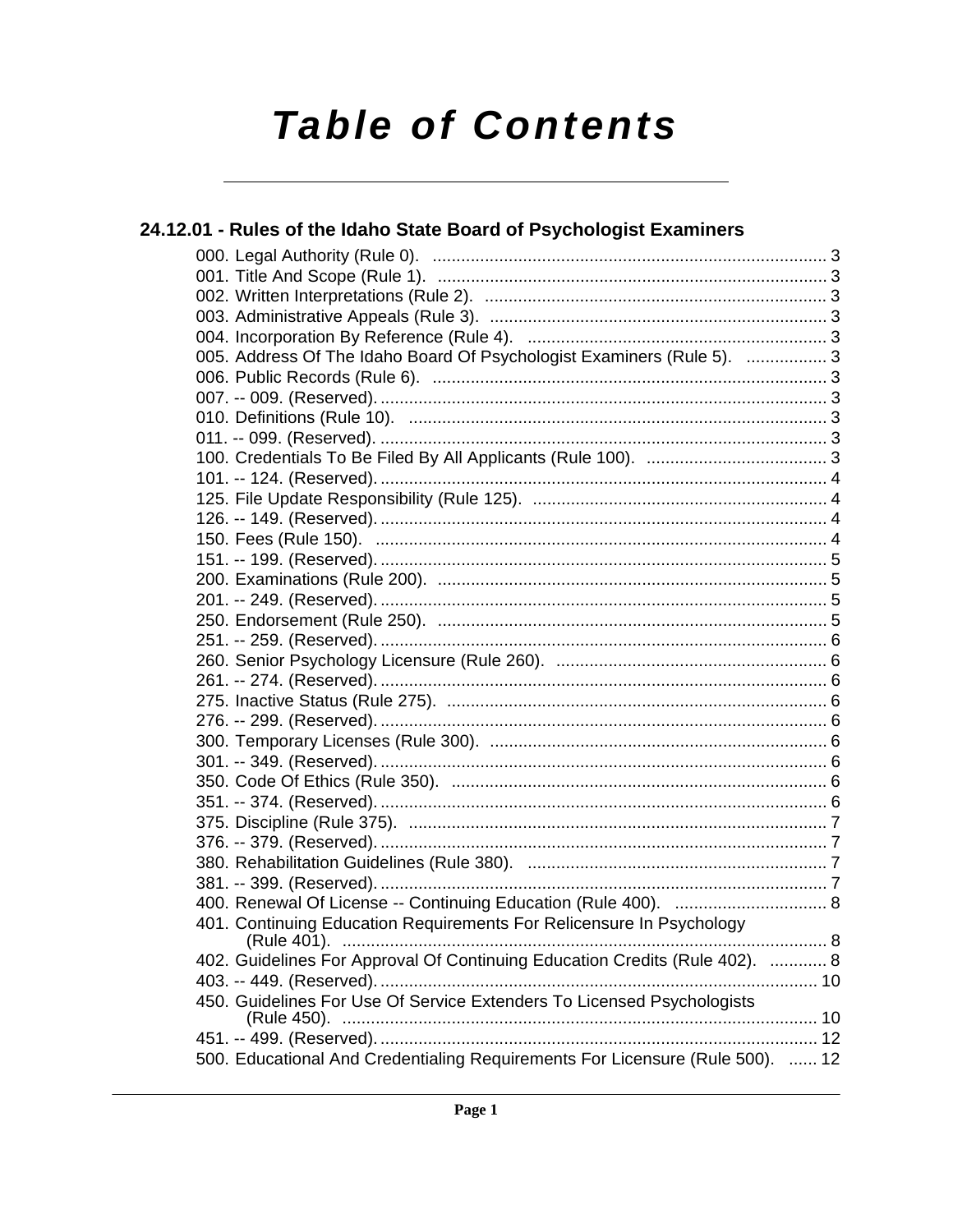# Table of Contents

## 24.12.01 - Rules of the Idaho State Board of Psychologist Examiners

000. Legal Authority (Rule 0). ... 3
001. Title And Scope (Rule 1). ... 3
002. Written Interpretations (Rule 2). ... 3
003. Administrative Appeals (Rule 3). ... 3
004. Incorporation By Reference (Rule 4). ... 3
005. Address Of The Idaho Board Of Psychologist Examiners (Rule 5). ... 3
006. Public Records (Rule 6). ... 3
007. -- 009. (Reserved). ... 3
010. Definitions (Rule 10). ... 3
011. -- 099. (Reserved). ... 3
100. Credentials To Be Filed By All Applicants (Rule 100). ... 3
101. -- 124. (Reserved). ... 4
125. File Update Responsibility (Rule 125). ... 4
126. -- 149. (Reserved). ... 4
150. Fees (Rule 150). ... 4
151. -- 199. (Reserved). ... 5
200. Examinations (Rule 200). ... 5
201. -- 249. (Reserved). ... 5
250. Endorsement (Rule 250). ... 5
251. -- 259. (Reserved). ... 6
260. Senior Psychology Licensure (Rule 260). ... 6
261. -- 274. (Reserved). ... 6
275. Inactive Status (Rule 275). ... 6
276. -- 299. (Reserved). ... 6
300. Temporary Licenses (Rule 300). ... 6
301. -- 349. (Reserved). ... 6
350. Code Of Ethics (Rule 350). ... 6
351. -- 374. (Reserved). ... 6
375. Discipline (Rule 375). ... 7
376. -- 379. (Reserved). ... 7
380. Rehabilitation Guidelines (Rule 380). ... 7
381. -- 399. (Reserved). ... 7
400. Renewal Of License -- Continuing Education (Rule 400). ... 8
401. Continuing Education Requirements For Relicensure In Psychology (Rule 401). ... 8
402. Guidelines For Approval Of Continuing Education Credits (Rule 402). ... 8
403. -- 449. (Reserved). ... 10
450. Guidelines For Use Of Service Extenders To Licensed Psychologists (Rule 450). ... 10
451. -- 499. (Reserved). ... 12
500. Educational And Credentialing Requirements For Licensure (Rule 500). ... 12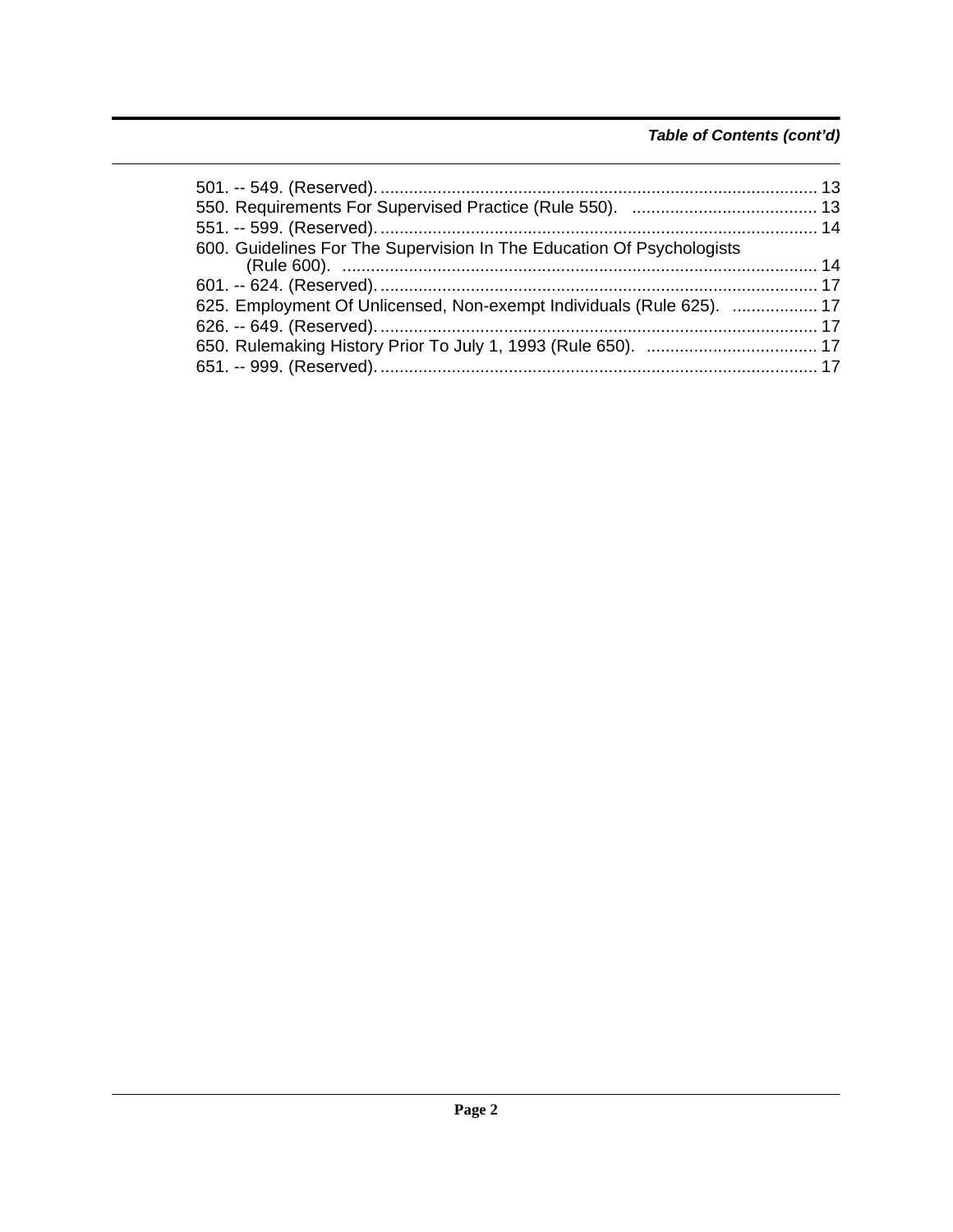*Table of Contents (cont'd)*

501. -- 549. (Reserved). ........................................................................................... 13
550. Requirements For Supervised Practice (Rule 550). ....................................... 13
551. -- 599. (Reserved). ........................................................................................... 14
600. Guidelines For The Supervision In The Education Of Psychologists (Rule 600). .................................................................................................... 14
601. -- 624. (Reserved). ........................................................................................... 17
625. Employment Of Unlicensed, Non-exempt Individuals (Rule 625). .................. 17
626. -- 649. (Reserved). ........................................................................................... 17
650. Rulemaking History Prior To July 1, 1993 (Rule 650). .................................... 17
651. -- 999. (Reserved). ........................................................................................... 17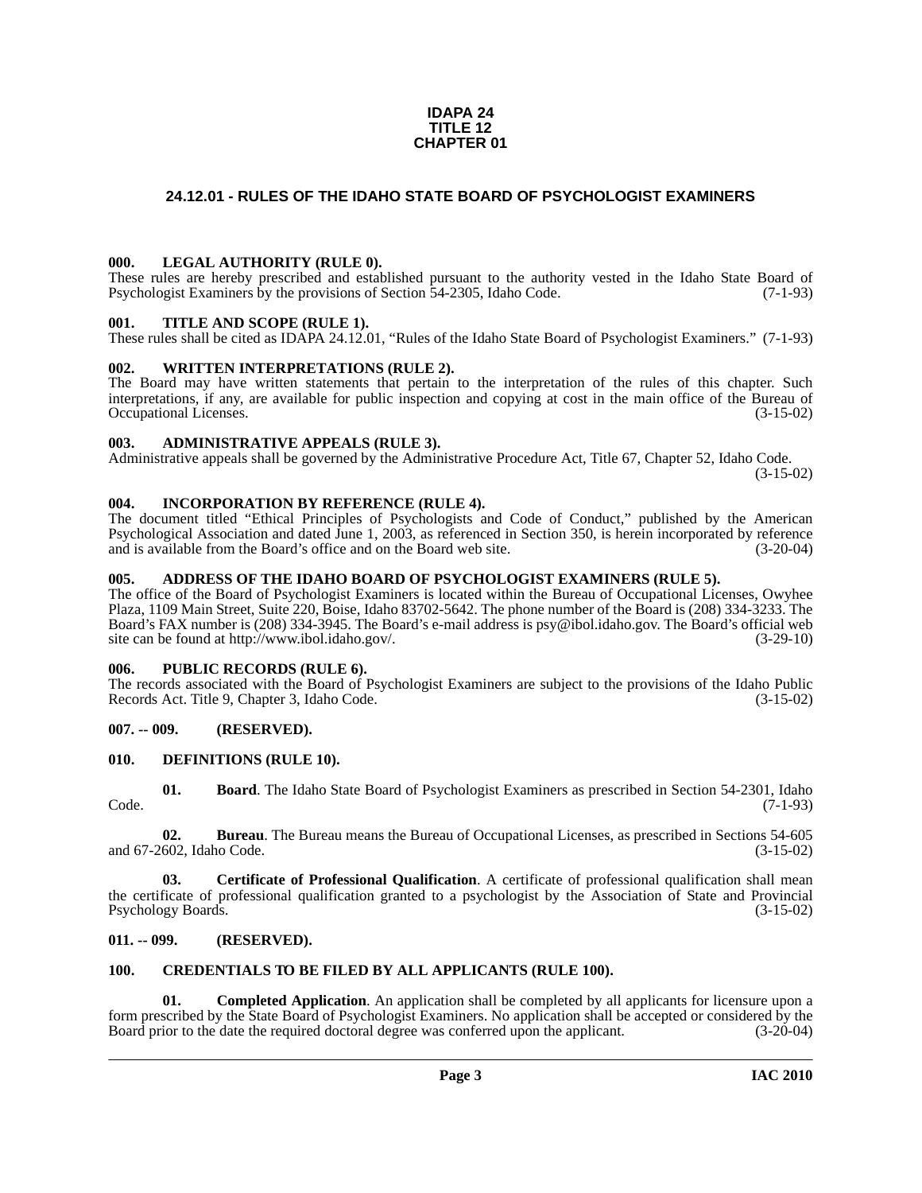**IDAPA 24**
**TITLE 12**
**CHAPTER 01**

# 24.12.01 - RULES OF THE IDAHO STATE BOARD OF PSYCHOLOGIST EXAMINERS

### 000. LEGAL AUTHORITY (RULE 0).

These rules are hereby prescribed and established pursuant to the authority vested in the Idaho State Board of Psychologist Examiners by the provisions of Section 54-2305, Idaho Code. (7-1-93)

### 001. TITLE AND SCOPE (RULE 1).

These rules shall be cited as IDAPA 24.12.01, "Rules of the Idaho State Board of Psychologist Examiners." (7-1-93)

### 002. WRITTEN INTERPRETATIONS (RULE 2).

The Board may have written statements that pertain to the interpretation of the rules of this chapter. Such interpretations, if any, are available for public inspection and copying at cost in the main office of the Bureau of Occupational Licenses. (3-15-02)

### 003. ADMINISTRATIVE APPEALS (RULE 3).

Administrative appeals shall be governed by the Administrative Procedure Act, Title 67, Chapter 52, Idaho Code. (3-15-02)

### 004. INCORPORATION BY REFERENCE (RULE 4).

The document titled "Ethical Principles of Psychologists and Code of Conduct," published by the American Psychological Association and dated June 1, 2003, as referenced in Section 350, is herein incorporated by reference and is available from the Board's office and on the Board web site. (3-20-04)

### 005. ADDRESS OF THE IDAHO BOARD OF PSYCHOLOGIST EXAMINERS (RULE 5).

The office of the Board of Psychologist Examiners is located within the Bureau of Occupational Licenses, Owyhee Plaza, 1109 Main Street, Suite 220, Boise, Idaho 83702-5642. The phone number of the Board is (208) 334-3233. The Board's FAX number is (208) 334-3945. The Board's e-mail address is psy@ibol.idaho.gov. The Board's official web site can be found at http://www.ibol.idaho.gov/. (3-29-10)

### 006. PUBLIC RECORDS (RULE 6).

The records associated with the Board of Psychologist Examiners are subject to the provisions of the Idaho Public Records Act. Title 9, Chapter 3, Idaho Code. (3-15-02)

### 007. -- 009. (RESERVED).

### 010. DEFINITIONS (RULE 10).

**01. Board**. The Idaho State Board of Psychologist Examiners as prescribed in Section 54-2301, Idaho Code. (7-1-93)

**02. Bureau**. The Bureau means the Bureau of Occupational Licenses, as prescribed in Sections 54-605 and 67-2602, Idaho Code. (3-15-02)

**03. Certificate of Professional Qualification**. A certificate of professional qualification shall mean the certificate of professional qualification granted to a psychologist by the Association of State and Provincial Psychology Boards. (3-15-02)

### 011. -- 099. (RESERVED).

### 100. CREDENTIALS TO BE FILED BY ALL APPLICANTS (RULE 100).

**01. Completed Application**. An application shall be completed by all applicants for licensure upon a form prescribed by the State Board of Psychologist Examiners. No application shall be accepted or considered by the Board prior to the date the required doctoral degree was conferred upon the applicant. (3-20-04)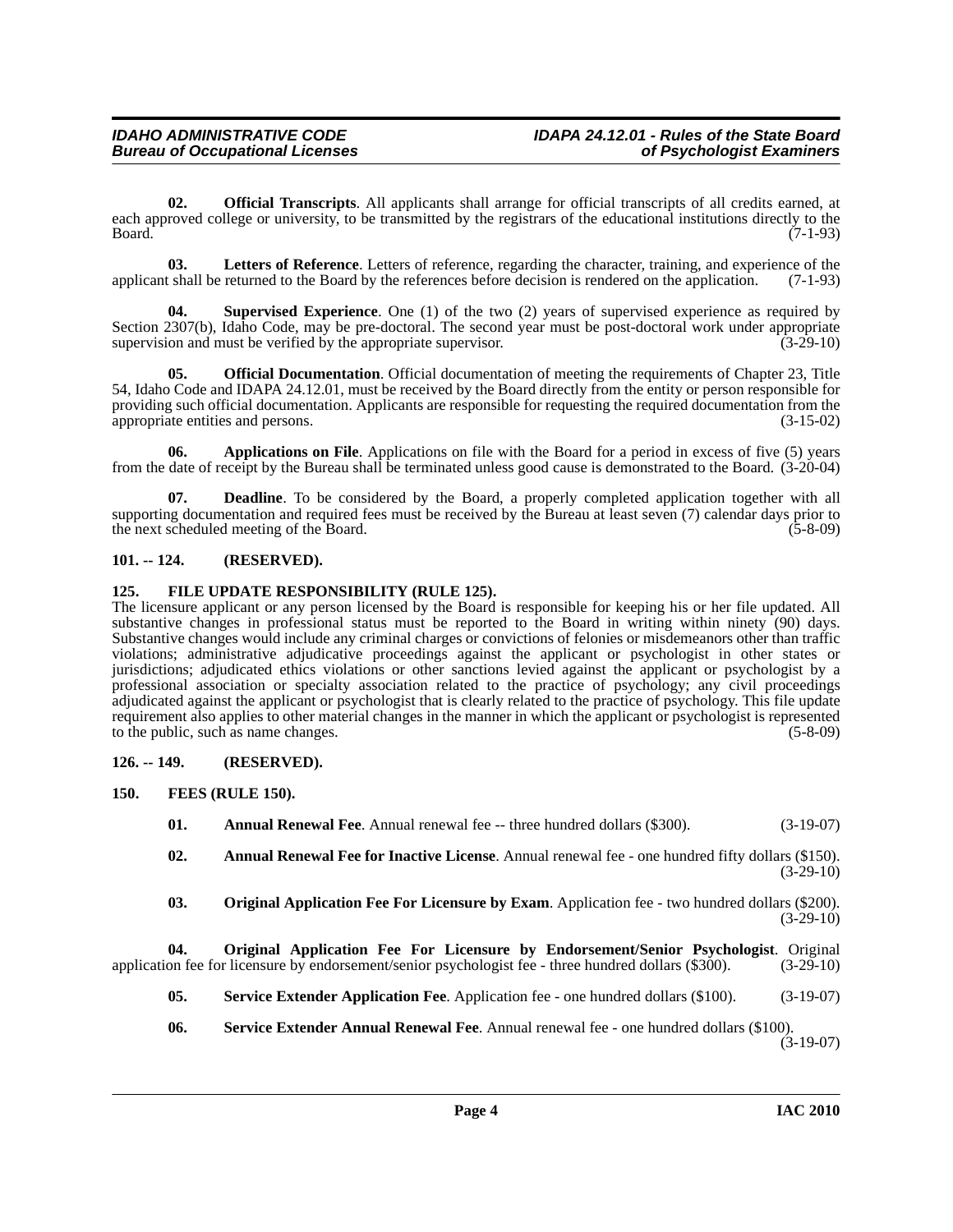**02. Official Transcripts**. All applicants shall arrange for official transcripts of all credits earned, at each approved college or university, to be transmitted by the registrars of the educational institutions directly to the Board. (7-1-93)

**03. Letters of Reference**. Letters of reference, regarding the character, training, and experience of the applicant shall be returned to the Board by the references before decision is rendered on the application. (7-1-93)

**04. Supervised Experience**. One (1) of the two (2) years of supervised experience as required by Section 2307(b), Idaho Code, may be pre-doctoral. The second year must be post-doctoral work under appropriate supervision and must be verified by the appropriate supervisor. (3-29-10)

**05. Official Documentation**. Official documentation of meeting the requirements of Chapter 23, Title 54, Idaho Code and IDAPA 24.12.01, must be received by the Board directly from the entity or person responsible for providing such official documentation. Applicants are responsible for requesting the required documentation from the appropriate entities and persons. (3-15-02)

**06. Applications on File**. Applications on file with the Board for a period in excess of five (5) years from the date of receipt by the Bureau shall be terminated unless good cause is demonstrated to the Board. (3-20-04)

**07. Deadline**. To be considered by the Board, a properly completed application together with all supporting documentation and required fees must be received by the Bureau at least seven (7) calendar days prior to the next scheduled meeting of the Board. (5-8-09)

## 101. -- 124. (RESERVED).

## 125. FILE UPDATE RESPONSIBILITY (RULE 125).

The licensure applicant or any person licensed by the Board is responsible for keeping his or her file updated. All substantive changes in professional status must be reported to the Board in writing within ninety (90) days. Substantive changes would include any criminal charges or convictions of felonies or misdemeanors other than traffic violations; administrative adjudicative proceedings against the applicant or psychologist in other states or jurisdictions; adjudicated ethics violations or other sanctions levied against the applicant or psychologist by a professional association or specialty association related to the practice of psychology; any civil proceedings adjudicated against the applicant or psychologist that is clearly related to the practice of psychology. This file update requirement also applies to other material changes in the manner in which the applicant or psychologist is represented to the public, such as name changes. (5-8-09)

## 126. -- 149. (RESERVED).

## 150. FEES (RULE 150).

**01. Annual Renewal Fee**. Annual renewal fee -- three hundred dollars ($300). (3-19-07)

**02. Annual Renewal Fee for Inactive License**. Annual renewal fee - one hundred fifty dollars ($150). (3-29-10)

**03. Original Application Fee For Licensure by Exam**. Application fee - two hundred dollars ($200). (3-29-10)

**04. Original Application Fee For Licensure by Endorsement/Senior Psychologist**. Original application fee for licensure by endorsement/senior psychologist fee - three hundred dollars ($300). (3-29-10)

**05. Service Extender Application Fee**. Application fee - one hundred dollars ($100). (3-19-07)

**06. Service Extender Annual Renewal Fee**. Annual renewal fee - one hundred dollars ($100). (3-19-07)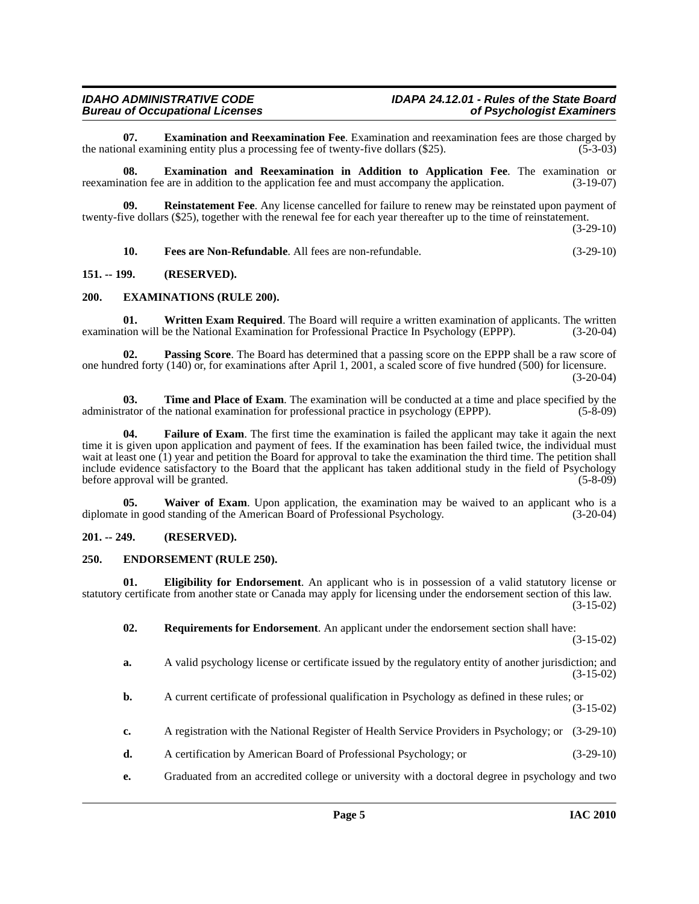**07. Examination and Reexamination Fee**. Examination and reexamination fees are those charged by the national examining entity plus a processing fee of twenty-five dollars ($25). (5-3-03)

**08. Examination and Reexamination in Addition to Application Fee**. The examination or reexamination fee are in addition to the application fee and must accompany the application. (3-19-07)

**09. Reinstatement Fee**. Any license cancelled for failure to renew may be reinstated upon payment of twenty-five dollars ($25), together with the renewal fee for each year thereafter up to the time of reinstatement. (3-29-10)

**10. Fees are Non-Refundable**. All fees are non-refundable. (3-29-10)

## 151. -- 199. (RESERVED).

## 200. EXAMINATIONS (RULE 200).

**01. Written Exam Required**. The Board will require a written examination of applicants. The written examination will be the National Examination for Professional Practice In Psychology (EPPP). (3-20-04)

**02. Passing Score**. The Board has determined that a passing score on the EPPP shall be a raw score of one hundred forty (140) or, for examinations after April 1, 2001, a scaled score of five hundred (500) for licensure. (3-20-04)

**03. Time and Place of Exam**. The examination will be conducted at a time and place specified by the administrator of the national examination for professional practice in psychology (EPPP). (5-8-09)

**04. Failure of Exam**. The first time the examination is failed the applicant may take it again the next time it is given upon application and payment of fees. If the examination has been failed twice, the individual must wait at least one (1) year and petition the Board for approval to take the examination the third time. The petition shall include evidence satisfactory to the Board that the applicant has taken additional study in the field of Psychology before approval will be granted. (5-8-09)

**05. Waiver of Exam**. Upon application, the examination may be waived to an applicant who is a diplomate in good standing of the American Board of Professional Psychology. (3-20-04)

## 201. -- 249. (RESERVED).

## 250. ENDORSEMENT (RULE 250).

**01. Eligibility for Endorsement**. An applicant who is in possession of a valid statutory license or statutory certificate from another state or Canada may apply for licensing under the endorsement section of this law. (3-15-02)

**02. Requirements for Endorsement**. An applicant under the endorsement section shall have: (3-15-02)

**a.** A valid psychology license or certificate issued by the regulatory entity of another jurisdiction; and (3-15-02)

**b.** A current certificate of professional qualification in Psychology as defined in these rules; or (3-15-02)

**c.** A registration with the National Register of Health Service Providers in Psychology; or (3-29-10)

**d.** A certification by American Board of Professional Psychology; or (3-29-10)

**e.** Graduated from an accredited college or university with a doctoral degree in psychology and two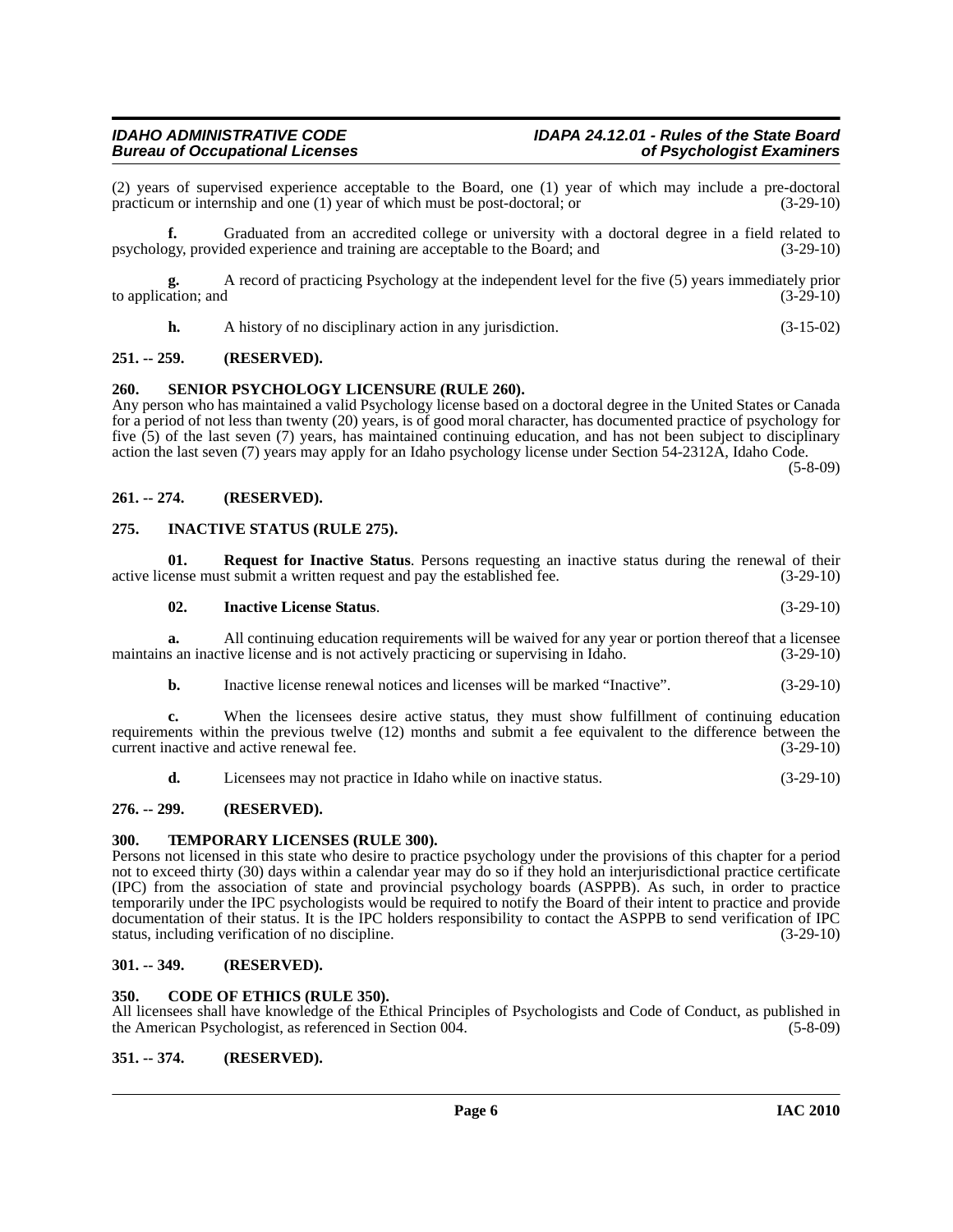(2) years of supervised experience acceptable to the Board, one (1) year of which may include a pre-doctoral practicum or internship and one (1) year of which must be post-doctoral; or (3-29-10)

**f.** Graduated from an accredited college or university with a doctoral degree in a field related to psychology, provided experience and training are acceptable to the Board; and (3-29-10)

**g.** A record of practicing Psychology at the independent level for the five (5) years immediately prior to application; and (3-29-10)

**h.** A history of no disciplinary action in any jurisdiction. (3-15-02)

## 251. -- 259. (RESERVED).

## 260. SENIOR PSYCHOLOGY LICENSURE (RULE 260).

Any person who has maintained a valid Psychology license based on a doctoral degree in the United States or Canada for a period of not less than twenty (20) years, is of good moral character, has documented practice of psychology for five (5) of the last seven (7) years, has maintained continuing education, and has not been subject to disciplinary action the last seven (7) years may apply for an Idaho psychology license under Section 54-2312A, Idaho Code. (5-8-09)

## 261. -- 274. (RESERVED).

## 275. INACTIVE STATUS (RULE 275).

**01. Request for Inactive Status**. Persons requesting an inactive status during the renewal of their active license must submit a written request and pay the established fee. (3-29-10)

**02. Inactive License Status**. (3-29-10)

**a.** All continuing education requirements will be waived for any year or portion thereof that a licensee maintains an inactive license and is not actively practicing or supervising in Idaho. (3-29-10)

**b.** Inactive license renewal notices and licenses will be marked "Inactive". (3-29-10)

**c.** When the licensees desire active status, they must show fulfillment of continuing education requirements within the previous twelve (12) months and submit a fee equivalent to the difference between the current inactive and active renewal fee. (3-29-10)

**d.** Licensees may not practice in Idaho while on inactive status. (3-29-10)

## 276. -- 299. (RESERVED).

## 300. TEMPORARY LICENSES (RULE 300).

Persons not licensed in this state who desire to practice psychology under the provisions of this chapter for a period not to exceed thirty (30) days within a calendar year may do so if they hold an interjurisdictional practice certificate (IPC) from the association of state and provincial psychology boards (ASPPB). As such, in order to practice temporarily under the IPC psychologists would be required to notify the Board of their intent to practice and provide documentation of their status. It is the IPC holders responsibility to contact the ASPPB to send verification of IPC status, including verification of no discipline. (3-29-10)

## 301. -- 349. (RESERVED).

## 350. CODE OF ETHICS (RULE 350).

All licensees shall have knowledge of the Ethical Principles of Psychologists and Code of Conduct, as published in the American Psychologist, as referenced in Section 004. (5-8-09)

## 351. -- 374. (RESERVED).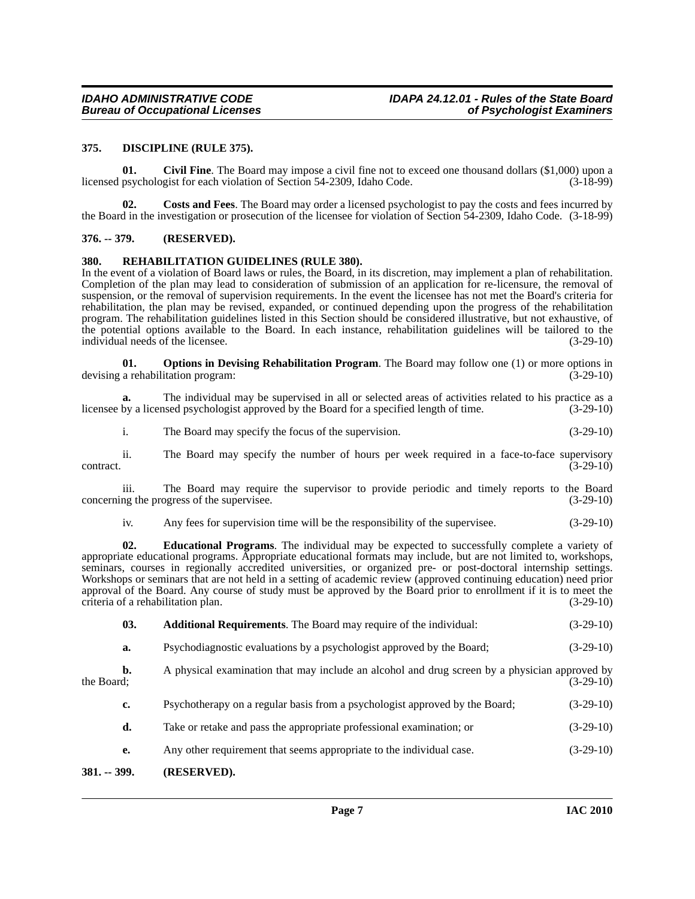### 375. DISCIPLINE (RULE 375).

**01. Civil Fine**. The Board may impose a civil fine not to exceed one thousand dollars ($1,000) upon a licensed psychologist for each violation of Section 54-2309, Idaho Code. (3-18-99)

**02. Costs and Fees**. The Board may order a licensed psychologist to pay the costs and fees incurred by the Board in the investigation or prosecution of the licensee for violation of Section 54-2309, Idaho Code. (3-18-99)

### 376. -- 379. (RESERVED).

### 380. REHABILITATION GUIDELINES (RULE 380).

In the event of a violation of Board laws or rules, the Board, in its discretion, may implement a plan of rehabilitation. Completion of the plan may lead to consideration of submission of an application for re-licensure, the removal of suspension, or the removal of supervision requirements. In the event the licensee has not met the Board's criteria for rehabilitation, the plan may be revised, expanded, or continued depending upon the progress of the rehabilitation program. The rehabilitation guidelines listed in this Section should be considered illustrative, but not exhaustive, of the potential options available to the Board. In each instance, rehabilitation guidelines will be tailored to the individual needs of the licensee. (3-29-10)

**01. Options in Devising Rehabilitation Program**. The Board may follow one (1) or more options in devising a rehabilitation program: (3-29-10)

**a.** The individual may be supervised in all or selected areas of activities related to his practice as a licensee by a licensed psychologist approved by the Board for a specified length of time. (3-29-10)

i. The Board may specify the focus of the supervision. (3-29-10)

ii. The Board may specify the number of hours per week required in a face-to-face supervisory contract. (3-29-10)

iii. The Board may require the supervisor to provide periodic and timely reports to the Board concerning the progress of the supervisee. (3-29-10)

iv. Any fees for supervision time will be the responsibility of the supervisee. (3-29-10)

**02. Educational Programs**. The individual may be expected to successfully complete a variety of appropriate educational programs. Appropriate educational formats may include, but are not limited to, workshops, seminars, courses in regionally accredited universities, or organized pre- or post-doctoral internship settings. Workshops or seminars that are not held in a setting of academic review (approved continuing education) need prior approval of the Board. Any course of study must be approved by the Board prior to enrollment if it is to meet the criteria of a rehabilitation plan. (3-29-10)

**03. Additional Requirements**. The Board may require of the individual: (3-29-10)

**a.** Psychodiagnostic evaluations by a psychologist approved by the Board; (3-29-10)

**b.** A physical examination that may include an alcohol and drug screen by a physician approved by the Board; (3-29-10)

**c.** Psychotherapy on a regular basis from a psychologist approved by the Board; (3-29-10)

**d.** Take or retake and pass the appropriate professional examination; or (3-29-10)

**e.** Any other requirement that seems appropriate to the individual case. (3-29-10)

### 381. -- 399. (RESERVED).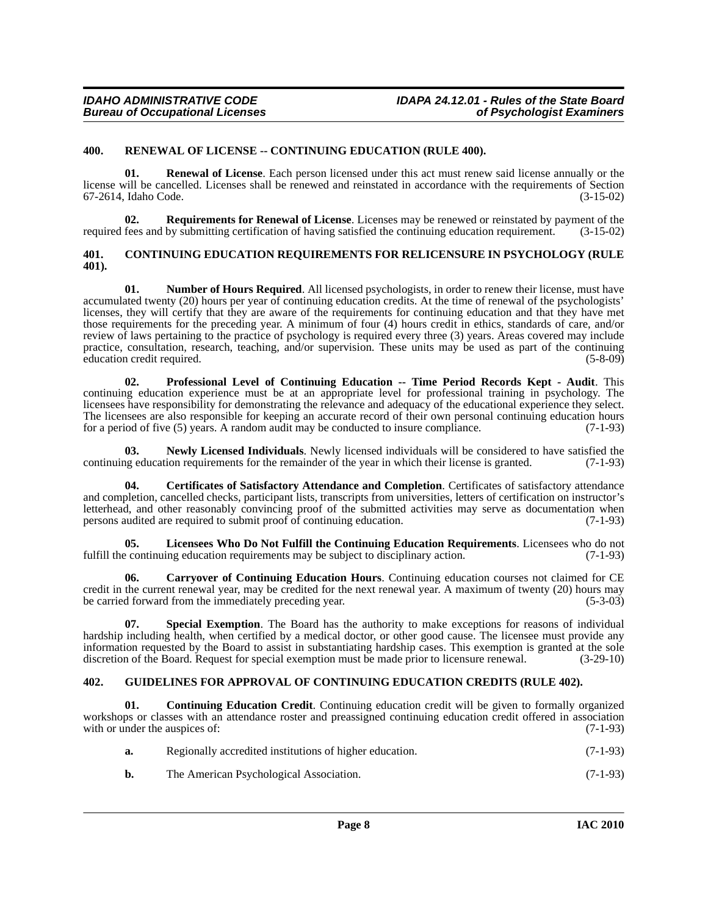## 400. RENEWAL OF LICENSE -- CONTINUING EDUCATION (RULE 400).

**01. Renewal of License**. Each person licensed under this act must renew said license annually or the license will be cancelled. Licenses shall be renewed and reinstated in accordance with the requirements of Section 67-2614, Idaho Code. (3-15-02)

**02. Requirements for Renewal of License**. Licenses may be renewed or reinstated by payment of the required fees and by submitting certification of having satisfied the continuing education requirement. (3-15-02)

## 401. CONTINUING EDUCATION REQUIREMENTS FOR RELICENSURE IN PSYCHOLOGY (RULE 401).

**01. Number of Hours Required**. All licensed psychologists, in order to renew their license, must have accumulated twenty (20) hours per year of continuing education credits. At the time of renewal of the psychologists' licenses, they will certify that they are aware of the requirements for continuing education and that they have met those requirements for the preceding year. A minimum of four (4) hours credit in ethics, standards of care, and/or review of laws pertaining to the practice of psychology is required every three (3) years. Areas covered may include practice, consultation, research, teaching, and/or supervision. These units may be used as part of the continuing education credit required. (5-8-09)

**02. Professional Level of Continuing Education -- Time Period Records Kept - Audit**. This continuing education experience must be at an appropriate level for professional training in psychology. The licensees have responsibility for demonstrating the relevance and adequacy of the educational experience they select. The licensees are also responsible for keeping an accurate record of their own personal continuing education hours for a period of five (5) years. A random audit may be conducted to insure compliance. (7-1-93)

**03. Newly Licensed Individuals**. Newly licensed individuals will be considered to have satisfied the continuing education requirements for the remainder of the year in which their license is granted. (7-1-93)

**04. Certificates of Satisfactory Attendance and Completion**. Certificates of satisfactory attendance and completion, cancelled checks, participant lists, transcripts from universities, letters of certification on instructor's letterhead, and other reasonably convincing proof of the submitted activities may serve as documentation when persons audited are required to submit proof of continuing education. (7-1-93)

**05. Licensees Who Do Not Fulfill the Continuing Education Requirements**. Licensees who do not fulfill the continuing education requirements may be subject to disciplinary action. (7-1-93)

**06. Carryover of Continuing Education Hours**. Continuing education courses not claimed for CE credit in the current renewal year, may be credited for the next renewal year. A maximum of twenty (20) hours may be carried forward from the immediately preceding year. (5-3-03)

**07. Special Exemption**. The Board has the authority to make exceptions for reasons of individual hardship including health, when certified by a medical doctor, or other good cause. The licensee must provide any information requested by the Board to assist in substantiating hardship cases. This exemption is granted at the sole discretion of the Board. Request for special exemption must be made prior to licensure renewal. (3-29-10)

## 402. GUIDELINES FOR APPROVAL OF CONTINUING EDUCATION CREDITS (RULE 402).

**01. Continuing Education Credit**. Continuing education credit will be given to formally organized workshops or classes with an attendance roster and preassigned continuing education credit offered in association with or under the auspices of: (7-1-93)

**a.** Regionally accredited institutions of higher education. (7-1-93)

**b.** The American Psychological Association. (7-1-93)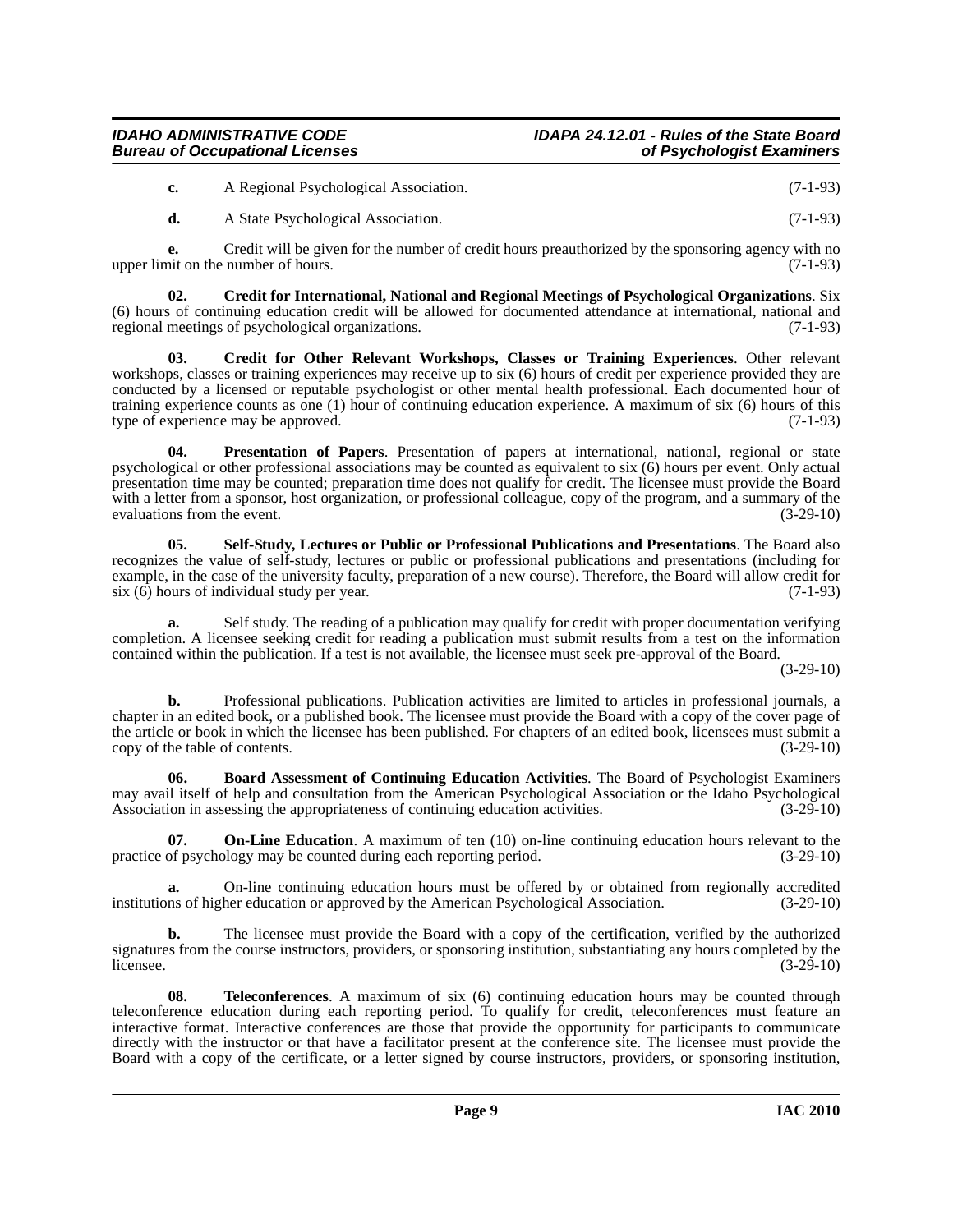**c.** A Regional Psychological Association. (7-1-93)

**d.** A State Psychological Association. (7-1-93)

**e.** Credit will be given for the number of credit hours preauthorized by the sponsoring agency with no upper limit on the number of hours. (7-1-93)

**02. Credit for International, National and Regional Meetings of Psychological Organizations**. Six (6) hours of continuing education credit will be allowed for documented attendance at international, national and regional meetings of psychological organizations. (7-1-93)

**03. Credit for Other Relevant Workshops, Classes or Training Experiences**. Other relevant workshops, classes or training experiences may receive up to six (6) hours of credit per experience provided they are conducted by a licensed or reputable psychologist or other mental health professional. Each documented hour of training experience counts as one (1) hour of continuing education experience. A maximum of six (6) hours of this type of experience may be approved. (7-1-93)

**04. Presentation of Papers**. Presentation of papers at international, national, regional or state psychological or other professional associations may be counted as equivalent to six (6) hours per event. Only actual presentation time may be counted; preparation time does not qualify for credit. The licensee must provide the Board with a letter from a sponsor, host organization, or professional colleague, copy of the program, and a summary of the evaluations from the event. (3-29-10)

**05. Self-Study, Lectures or Public or Professional Publications and Presentations**. The Board also recognizes the value of self-study, lectures or public or professional publications and presentations (including for example, in the case of the university faculty, preparation of a new course). Therefore, the Board will allow credit for six (6) hours of individual study per year. (7-1-93)

**a.** Self study. The reading of a publication may qualify for credit with proper documentation verifying completion. A licensee seeking credit for reading a publication must submit results from a test on the information contained within the publication. If a test is not available, the licensee must seek pre-approval of the Board. (3-29-10)

**b.** Professional publications. Publication activities are limited to articles in professional journals, a chapter in an edited book, or a published book. The licensee must provide the Board with a copy of the cover page of the article or book in which the licensee has been published. For chapters of an edited book, licensees must submit a copy of the table of contents. (3-29-10)

**06. Board Assessment of Continuing Education Activities**. The Board of Psychologist Examiners may avail itself of help and consultation from the American Psychological Association or the Idaho Psychological Association in assessing the appropriateness of continuing education activities. (3-29-10)

**07. On-Line Education**. A maximum of ten (10) on-line continuing education hours relevant to the practice of psychology may be counted during each reporting period. (3-29-10)

**a.** On-line continuing education hours must be offered by or obtained from regionally accredited institutions of higher education or approved by the American Psychological Association. (3-29-10)

**b.** The licensee must provide the Board with a copy of the certification, verified by the authorized signatures from the course instructors, providers, or sponsoring institution, substantiating any hours completed by the licensee. (3-29-10)

**08. Teleconferences**. A maximum of six (6) continuing education hours may be counted through teleconference education during each reporting period. To qualify for credit, teleconferences must feature an interactive format. Interactive conferences are those that provide the opportunity for participants to communicate directly with the instructor or that have a facilitator present at the conference site. The licensee must provide the Board with a copy of the certificate, or a letter signed by course instructors, providers, or sponsoring institution,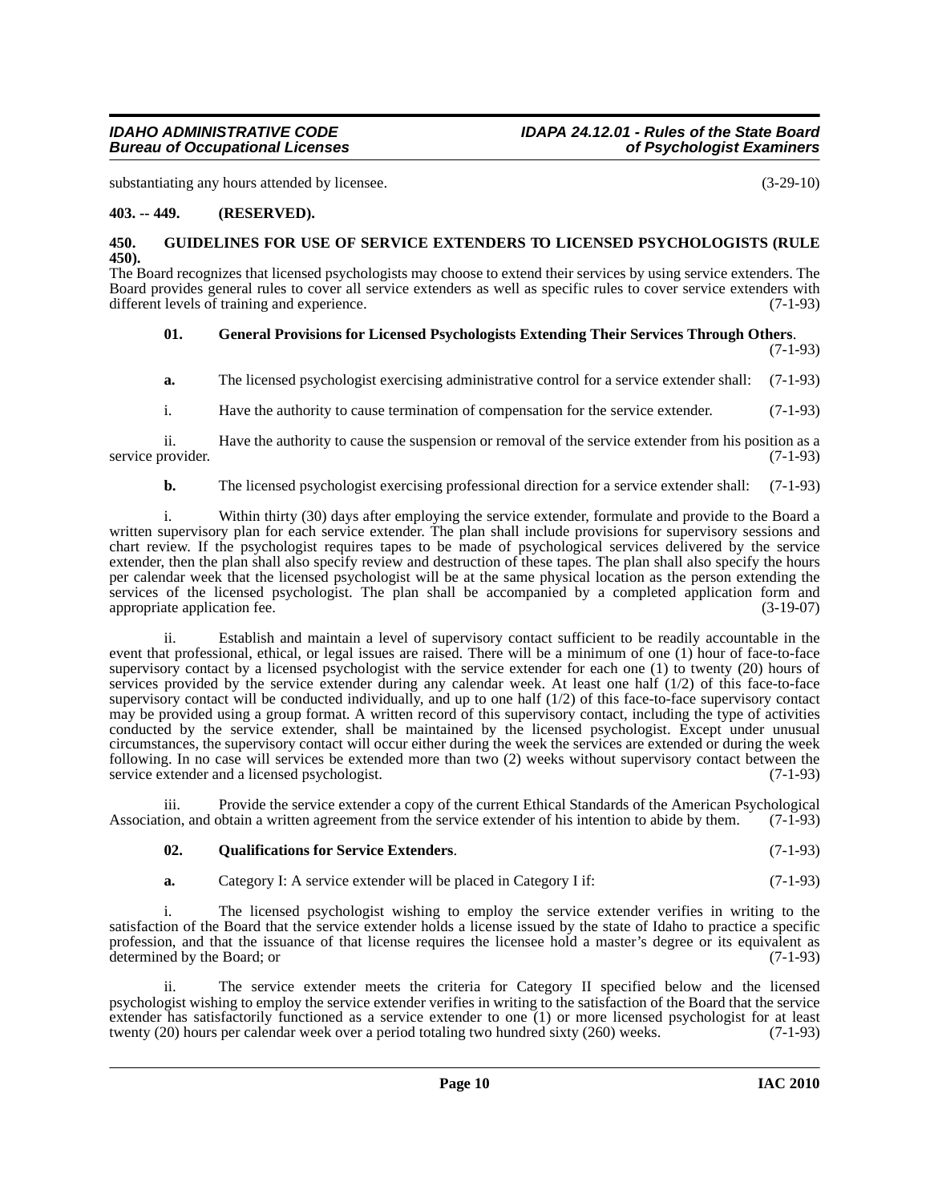substantiating any hours attended by licensee. (3-29-10)

**403. -- 449. (RESERVED).**

**450. GUIDELINES FOR USE OF SERVICE EXTENDERS TO LICENSED PSYCHOLOGISTS (RULE 450).**

The Board recognizes that licensed psychologists may choose to extend their services by using service extenders. The Board provides general rules to cover all service extenders as well as specific rules to cover service extenders with different levels of training and experience. (7-1-93)

**01. General Provisions for Licensed Psychologists Extending Their Services Through Others**. (7-1-93)

**a.** The licensed psychologist exercising administrative control for a service extender shall: (7-1-93)

i. Have the authority to cause termination of compensation for the service extender. (7-1-93)

ii. Have the authority to cause the suspension or removal of the service extender from his position as a service provider. (7-1-93)

**b.** The licensed psychologist exercising professional direction for a service extender shall: (7-1-93)

i. Within thirty (30) days after employing the service extender, formulate and provide to the Board a written supervisory plan for each service extender. The plan shall include provisions for supervisory sessions and chart review. If the psychologist requires tapes to be made of psychological services delivered by the service extender, then the plan shall also specify review and destruction of these tapes. The plan shall also specify the hours per calendar week that the licensed psychologist will be at the same physical location as the person extending the services of the licensed psychologist. The plan shall be accompanied by a completed application form and appropriate application fee. (3-19-07)

ii. Establish and maintain a level of supervisory contact sufficient to be readily accountable in the event that professional, ethical, or legal issues are raised. There will be a minimum of one (1) hour of face-to-face supervisory contact by a licensed psychologist with the service extender for each one (1) to twenty (20) hours of services provided by the service extender during any calendar week. At least one half (1/2) of this face-to-face supervisory contact will be conducted individually, and up to one half (1/2) of this face-to-face supervisory contact may be provided using a group format. A written record of this supervisory contact, including the type of activities conducted by the service extender, shall be maintained by the licensed psychologist. Except under unusual circumstances, the supervisory contact will occur either during the week the services are extended or during the week following. In no case will services be extended more than two (2) weeks without supervisory contact between the service extender and a licensed psychologist. (7-1-93)

iii. Provide the service extender a copy of the current Ethical Standards of the American Psychological Association, and obtain a written agreement from the service extender of his intention to abide by them. (7-1-93)

**02. Qualifications for Service Extenders**. (7-1-93)

**a.** Category I: A service extender will be placed in Category I if: (7-1-93)

i. The licensed psychologist wishing to employ the service extender verifies in writing to the satisfaction of the Board that the service extender holds a license issued by the state of Idaho to practice a specific profession, and that the issuance of that license requires the licensee hold a master's degree or its equivalent as determined by the Board; or (7-1-93)

ii. The service extender meets the criteria for Category II specified below and the licensed psychologist wishing to employ the service extender verifies in writing to the satisfaction of the Board that the service extender has satisfactorily functioned as a service extender to one (1) or more licensed psychologist for at least twenty (20) hours per calendar week over a period totaling two hundred sixty (260) weeks. (7-1-93)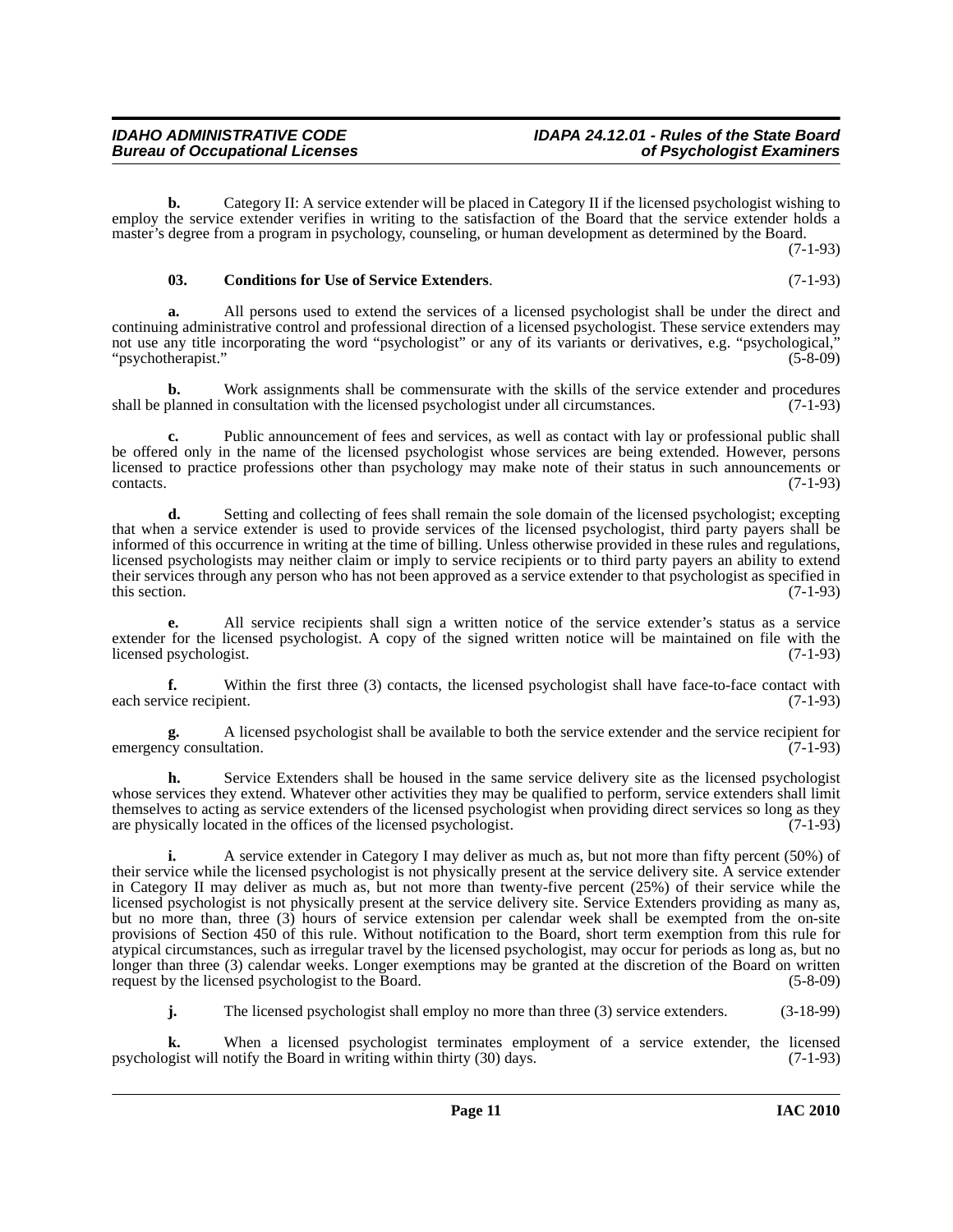**b.** Category II: A service extender will be placed in Category II if the licensed psychologist wishing to employ the service extender verifies in writing to the satisfaction of the Board that the service extender holds a master's degree from a program in psychology, counseling, or human development as determined by the Board. (7-1-93)

**03. Conditions for Use of Service Extenders**. (7-1-93)

**a.** All persons used to extend the services of a licensed psychologist shall be under the direct and continuing administrative control and professional direction of a licensed psychologist. These service extenders may not use any title incorporating the word "psychologist" or any of its variants or derivatives, e.g. "psychological," "psychotherapist." (5-8-09)

**b.** Work assignments shall be commensurate with the skills of the service extender and procedures shall be planned in consultation with the licensed psychologist under all circumstances. (7-1-93)

**c.** Public announcement of fees and services, as well as contact with lay or professional public shall be offered only in the name of the licensed psychologist whose services are being extended. However, persons licensed to practice professions other than psychology may make note of their status in such announcements or contacts. (7-1-93)

**d.** Setting and collecting of fees shall remain the sole domain of the licensed psychologist; excepting that when a service extender is used to provide services of the licensed psychologist, third party payers shall be informed of this occurrence in writing at the time of billing. Unless otherwise provided in these rules and regulations, licensed psychologists may neither claim or imply to service recipients or to third party payers an ability to extend their services through any person who has not been approved as a service extender to that psychologist as specified in this section. (7-1-93)

**e.** All service recipients shall sign a written notice of the service extender's status as a service extender for the licensed psychologist. A copy of the signed written notice will be maintained on file with the licensed psychologist. (7-1-93)

**f.** Within the first three (3) contacts, the licensed psychologist shall have face-to-face contact with each service recipient. (7-1-93)

**g.** A licensed psychologist shall be available to both the service extender and the service recipient for emergency consultation. (7-1-93)

**h.** Service Extenders shall be housed in the same service delivery site as the licensed psychologist whose services they extend. Whatever other activities they may be qualified to perform, service extenders shall limit themselves to acting as service extenders of the licensed psychologist when providing direct services so long as they are physically located in the offices of the licensed psychologist. (7-1-93)

**i.** A service extender in Category I may deliver as much as, but not more than fifty percent (50%) of their service while the licensed psychologist is not physically present at the service delivery site. A service extender in Category II may deliver as much as, but not more than twenty-five percent (25%) of their service while the licensed psychologist is not physically present at the service delivery site. Service Extenders providing as many as, but no more than, three (3) hours of service extension per calendar week shall be exempted from the on-site provisions of Section 450 of this rule. Without notification to the Board, short term exemption from this rule for atypical circumstances, such as irregular travel by the licensed psychologist, may occur for periods as long as, but no longer than three (3) calendar weeks. Longer exemptions may be granted at the discretion of the Board on written request by the licensed psychologist to the Board. (5-8-09)

**j.** The licensed psychologist shall employ no more than three (3) service extenders. (3-18-99)

**k.** When a licensed psychologist terminates employment of a service extender, the licensed psychologist will notify the Board in writing within thirty (30) days. (7-1-93)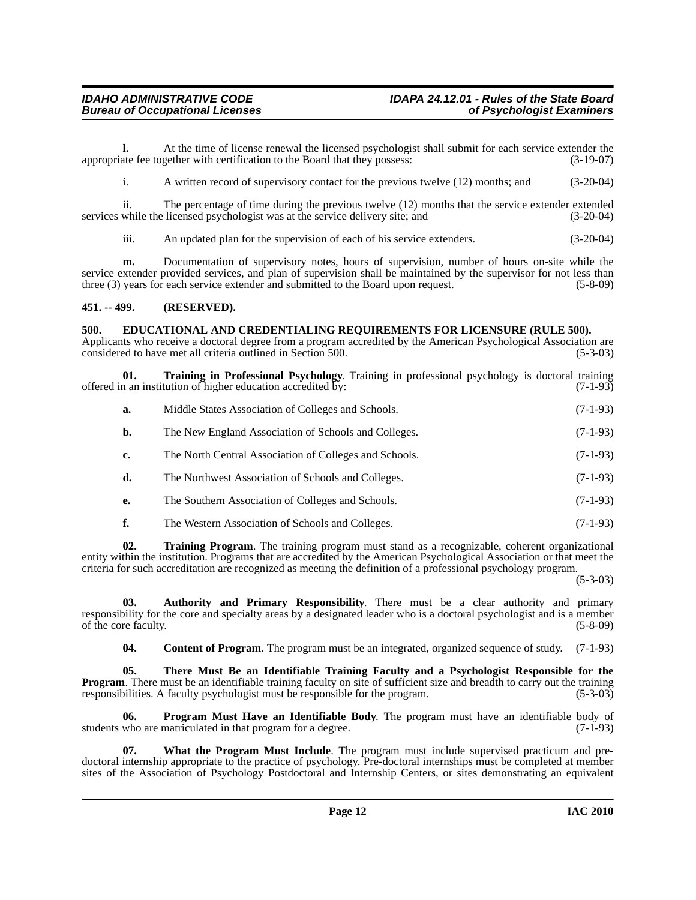**l.** At the time of license renewal the licensed psychologist shall submit for each service extender the appropriate fee together with certification to the Board that they possess: (3-19-07)

i. A written record of supervisory contact for the previous twelve (12) months; and (3-20-04)

ii. The percentage of time during the previous twelve (12) months that the service extender extended services while the licensed psychologist was at the service delivery site; and (3-20-04)

iii. An updated plan for the supervision of each of his service extenders. (3-20-04)

**m.** Documentation of supervisory notes, hours of supervision, number of hours on-site while the service extender provided services, and plan of supervision shall be maintained by the supervisor for not less than three (3) years for each service extender and submitted to the Board upon request. (5-8-09)

## 451. -- 499. (RESERVED).

## 500. EDUCATIONAL AND CREDENTIALING REQUIREMENTS FOR LICENSURE (RULE 500).

Applicants who receive a doctoral degree from a program accredited by the American Psychological Association are considered to have met all criteria outlined in Section 500. (5-3-03)

**01. Training in Professional Psychology**. Training in professional psychology is doctoral training offered in an institution of higher education accredited by: (7-1-93)

**a.** Middle States Association of Colleges and Schools. (7-1-93)

**b.** The New England Association of Schools and Colleges. (7-1-93)

**c.** The North Central Association of Colleges and Schools. (7-1-93)

**d.** The Northwest Association of Schools and Colleges. (7-1-93)

**e.** The Southern Association of Colleges and Schools. (7-1-93)

**f.** The Western Association of Schools and Colleges. (7-1-93)

**02. Training Program**. The training program must stand as a recognizable, coherent organizational entity within the institution. Programs that are accredited by the American Psychological Association or that meet the criteria for such accreditation are recognized as meeting the definition of a professional psychology program. (5-3-03)

**03. Authority and Primary Responsibility**. There must be a clear authority and primary responsibility for the core and specialty areas by a designated leader who is a doctoral psychologist and is a member of the core faculty. (5-8-09)

**04. Content of Program**. The program must be an integrated, organized sequence of study. (7-1-93)

**05. There Must Be an Identifiable Training Faculty and a Psychologist Responsible for the Program**. There must be an identifiable training faculty on site of sufficient size and breadth to carry out the training responsibilities. A faculty psychologist must be responsible for the program. (5-3-03)

**06. Program Must Have an Identifiable Body**. The program must have an identifiable body of students who are matriculated in that program for a degree. (7-1-93)

**07. What the Program Must Include**. The program must include supervised practicum and pre-doctoral internship appropriate to the practice of psychology. Pre-doctoral internships must be completed at member sites of the Association of Psychology Postdoctoral and Internship Centers, or sites demonstrating an equivalent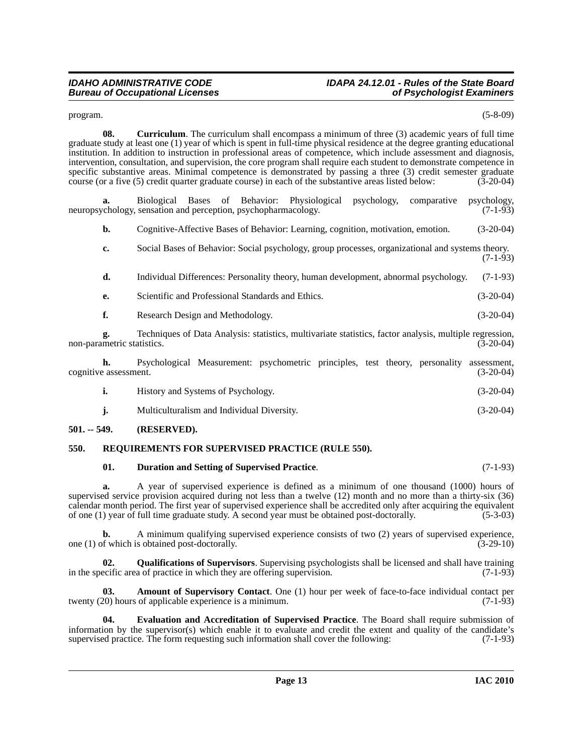program. (5-8-09)

**08. Curriculum**. The curriculum shall encompass a minimum of three (3) academic years of full time graduate study at least one (1) year of which is spent in full-time physical residence at the degree granting educational institution. In addition to instruction in professional areas of competence, which include assessment and diagnosis, intervention, consultation, and supervision, the core program shall require each student to demonstrate competence in specific substantive areas. Minimal competence is demonstrated by passing a three (3) credit semester graduate course (or a five (5) credit quarter graduate course) in each of the substantive areas listed below: (3-20-04)

**a.** Biological Bases of Behavior: Physiological psychology, comparative psychology, neuropsychology, sensation and perception, psychopharmacology. (7-1-93)

**b.** Cognitive-Affective Bases of Behavior: Learning, cognition, motivation, emotion. (3-20-04)

**c.** Social Bases of Behavior: Social psychology, group processes, organizational and systems theory. (7-1-93)

**d.** Individual Differences: Personality theory, human development, abnormal psychology. (7-1-93)

**e.** Scientific and Professional Standards and Ethics. (3-20-04)

**f.** Research Design and Methodology. (3-20-04)

**g.** Techniques of Data Analysis: statistics, multivariate statistics, factor analysis, multiple regression, non-parametric statistics. (3-20-04)

**h.** Psychological Measurement: psychometric principles, test theory, personality assessment, cognitive assessment. (3-20-04)

**i.** History and Systems of Psychology. (3-20-04)

**j.** Multiculturalism and Individual Diversity. (3-20-04)

## 501. -- 549. (RESERVED).

## 550. REQUIREMENTS FOR SUPERVISED PRACTICE (RULE 550).

**01. Duration and Setting of Supervised Practice**. (7-1-93)

**a.** A year of supervised experience is defined as a minimum of one thousand (1000) hours of supervised service provision acquired during not less than a twelve (12) month and no more than a thirty-six (36) calendar month period. The first year of supervised experience shall be accredited only after acquiring the equivalent of one (1) year of full time graduate study. A second year must be obtained post-doctorally. (5-3-03)

**b.** A minimum qualifying supervised experience consists of two (2) years of supervised experience, one (1) of which is obtained post-doctorally. (3-29-10)

**02. Qualifications of Supervisors**. Supervising psychologists shall be licensed and shall have training in the specific area of practice in which they are offering supervision. (7-1-93)

**03. Amount of Supervisory Contact**. One (1) hour per week of face-to-face individual contact per twenty (20) hours of applicable experience is a minimum. (7-1-93)

**04. Evaluation and Accreditation of Supervised Practice**. The Board shall require submission of information by the supervisor(s) which enable it to evaluate and credit the extent and quality of the candidate's supervised practice. The form requesting such information shall cover the following: (7-1-93)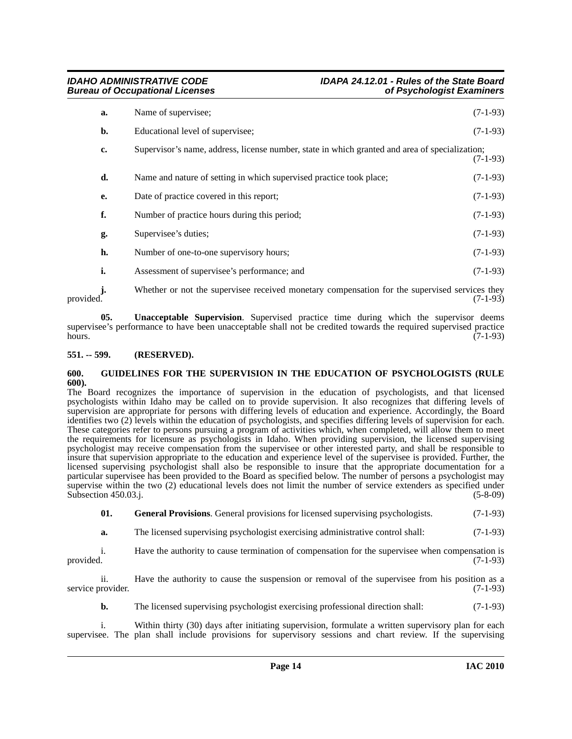**a.** Name of supervisee; (7-1-93)

**b.** Educational level of supervisee; (7-1-93)

**c.** Supervisor's name, address, license number, state in which granted and area of specialization; (7-1-93)

**d.** Name and nature of setting in which supervised practice took place; (7-1-93)

**e.** Date of practice covered in this report; (7-1-93)

**f.** Number of practice hours during this period; (7-1-93)

**g.** Supervisee's duties; (7-1-93)

**h.** Number of one-to-one supervisory hours; (7-1-93)

**i.** Assessment of supervisee's performance; and (7-1-93)

**j.** Whether or not the supervisee received monetary compensation for the supervised services they provided. (7-1-93)

**05. Unacceptable Supervision**. Supervised practice time during which the supervisor deems supervisee's performance to have been unacceptable shall not be credited towards the required supervised practice hours. (7-1-93)

### 551. -- 599. (RESERVED).

### 600. GUIDELINES FOR THE SUPERVISION IN THE EDUCATION OF PSYCHOLOGISTS (RULE 600).

The Board recognizes the importance of supervision in the education of psychologists, and that licensed psychologists within Idaho may be called on to provide supervision. It also recognizes that differing levels of supervision are appropriate for persons with differing levels of education and experience. Accordingly, the Board identifies two (2) levels within the education of psychologists, and specifies differing levels of supervision for each. These categories refer to persons pursuing a program of activities which, when completed, will allow them to meet the requirements for licensure as psychologists in Idaho. When providing supervision, the licensed supervising psychologist may receive compensation from the supervisee or other interested party, and shall be responsible to insure that supervision appropriate to the education and experience level of the supervisee is provided. Further, the licensed supervising psychologist shall also be responsible to insure that the appropriate documentation for a particular supervisee has been provided to the Board as specified below. The number of persons a psychologist may supervise within the two (2) educational levels does not limit the number of service extenders as specified under Subsection 450.03.j. (5-8-09)

**01. General Provisions**. General provisions for licensed supervising psychologists. (7-1-93)

**a.** The licensed supervising psychologist exercising administrative control shall: (7-1-93)

i. Have the authority to cause termination of compensation for the supervisee when compensation is provided. (7-1-93)

ii. Have the authority to cause the suspension or removal of the supervisee from his position as a service provider. (7-1-93)

**b.** The licensed supervising psychologist exercising professional direction shall: (7-1-93)

i. Within thirty (30) days after initiating supervision, formulate a written supervisory plan for each supervisee. The plan shall include provisions for supervisory sessions and chart review. If the supervising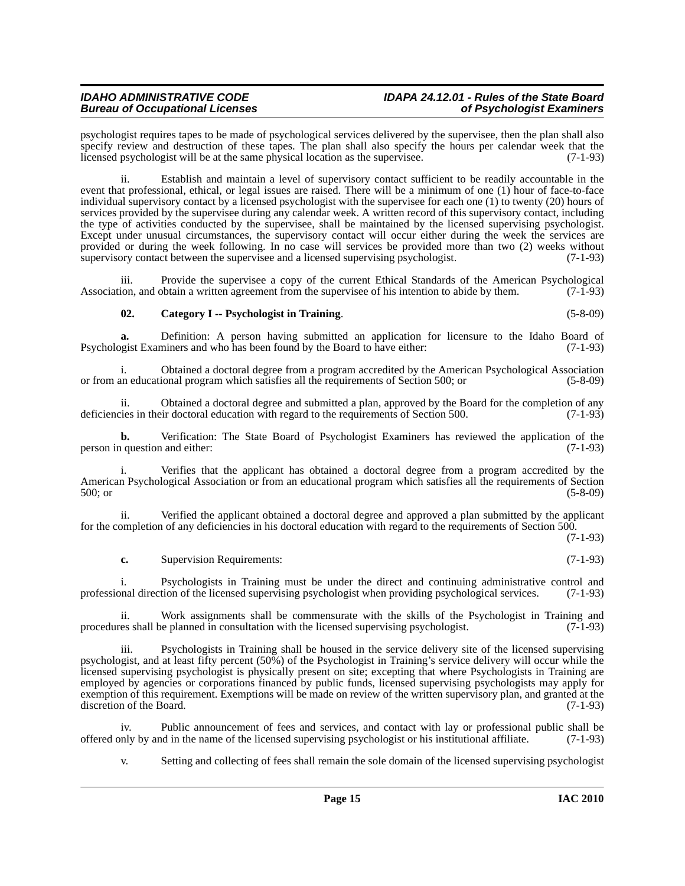psychologist requires tapes to be made of psychological services delivered by the supervisee, then the plan shall also specify review and destruction of these tapes. The plan shall also specify the hours per calendar week that the licensed psychologist will be at the same physical location as the supervisee. (7-1-93)

ii. Establish and maintain a level of supervisory contact sufficient to be readily accountable in the event that professional, ethical, or legal issues are raised. There will be a minimum of one (1) hour of face-to-face individual supervisory contact by a licensed psychologist with the supervisee for each one (1) to twenty (20) hours of services provided by the supervisee during any calendar week. A written record of this supervisory contact, including the type of activities conducted by the supervisee, shall be maintained by the licensed supervising psychologist. Except under unusual circumstances, the supervisory contact will occur either during the week the services are provided or during the week following. In no case will services be provided more than two (2) weeks without supervisory contact between the supervisee and a licensed supervising psychologist. (7-1-93)

iii. Provide the supervisee a copy of the current Ethical Standards of the American Psychological Association, and obtain a written agreement from the supervisee of his intention to abide by them. (7-1-93)

**02. Category I -- Psychologist in Training**. (5-8-09)

**a.** Definition: A person having submitted an application for licensure to the Idaho Board of Psychologist Examiners and who has been found by the Board to have either: (7-1-93)

i. Obtained a doctoral degree from a program accredited by the American Psychological Association or from an educational program which satisfies all the requirements of Section 500; or (5-8-09)

ii. Obtained a doctoral degree and submitted a plan, approved by the Board for the completion of any deficiencies in their doctoral education with regard to the requirements of Section 500. (7-1-93)

**b.** Verification: The State Board of Psychologist Examiners has reviewed the application of the person in question and either: (7-1-93)

i. Verifies that the applicant has obtained a doctoral degree from a program accredited by the American Psychological Association or from an educational program which satisfies all the requirements of Section 500; or (5-8-09)

ii. Verified the applicant obtained a doctoral degree and approved a plan submitted by the applicant for the completion of any deficiencies in his doctoral education with regard to the requirements of Section 500. (7-1-93)

**c.** Supervision Requirements: (7-1-93)

i. Psychologists in Training must be under the direct and continuing administrative control and professional direction of the licensed supervising psychologist when providing psychological services. (7-1-93)

ii. Work assignments shall be commensurate with the skills of the Psychologist in Training and procedures shall be planned in consultation with the licensed supervising psychologist. (7-1-93)

iii. Psychologists in Training shall be housed in the service delivery site of the licensed supervising psychologist, and at least fifty percent (50%) of the Psychologist in Training's service delivery will occur while the licensed supervising psychologist is physically present on site; excepting that where Psychologists in Training are employed by agencies or corporations financed by public funds, licensed supervising psychologists may apply for exemption of this requirement. Exemptions will be made on review of the written supervisory plan, and granted at the discretion of the Board. (7-1-93)

iv. Public announcement of fees and services, and contact with lay or professional public shall be offered only by and in the name of the licensed supervising psychologist or his institutional affiliate. (7-1-93)

v. Setting and collecting of fees shall remain the sole domain of the licensed supervising psychologist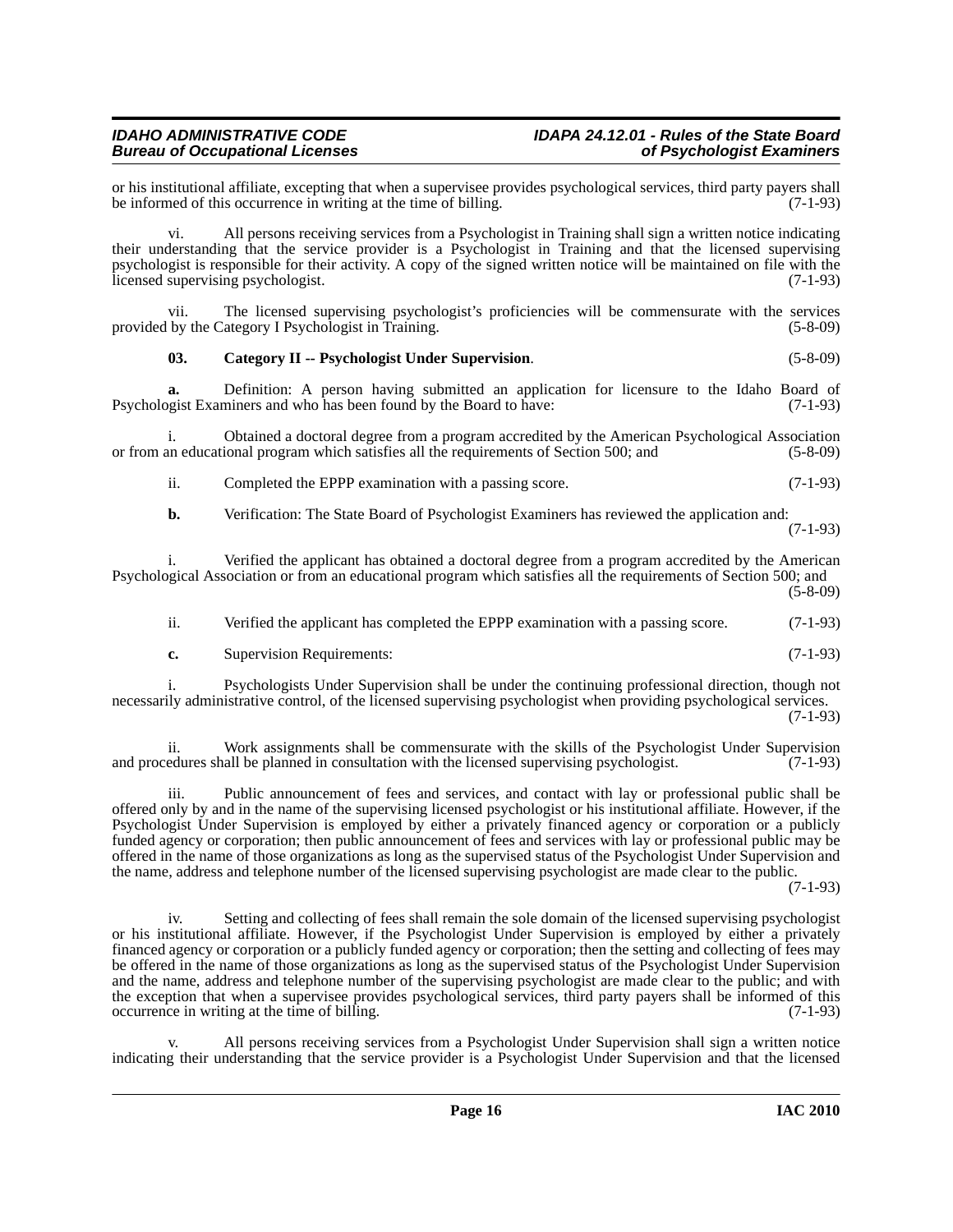or his institutional affiliate, excepting that when a supervisee provides psychological services, third party payers shall be informed of this occurrence in writing at the time of billing. (7-1-93)

vi. All persons receiving services from a Psychologist in Training shall sign a written notice indicating their understanding that the service provider is a Psychologist in Training and that the licensed supervising psychologist is responsible for their activity. A copy of the signed written notice will be maintained on file with the licensed supervising psychologist. (7-1-93)

vii. The licensed supervising psychologist's proficiencies will be commensurate with the services provided by the Category I Psychologist in Training. (5-8-09)

**03. Category II -- Psychologist Under Supervision**. (5-8-09)

**a.** Definition: A person having submitted an application for licensure to the Idaho Board of Psychologist Examiners and who has been found by the Board to have: (7-1-93)

i. Obtained a doctoral degree from a program accredited by the American Psychological Association or from an educational program which satisfies all the requirements of Section 500; and (5-8-09)

ii. Completed the EPPP examination with a passing score. (7-1-93)

**b.** Verification: The State Board of Psychologist Examiners has reviewed the application and: (7-1-93)

i. Verified the applicant has obtained a doctoral degree from a program accredited by the American Psychological Association or from an educational program which satisfies all the requirements of Section 500; and (5-8-09)

ii. Verified the applicant has completed the EPPP examination with a passing score. (7-1-93)

**c.** Supervision Requirements: (7-1-93)

i. Psychologists Under Supervision shall be under the continuing professional direction, though not necessarily administrative control, of the licensed supervising psychologist when providing psychological services. (7-1-93)

ii. Work assignments shall be commensurate with the skills of the Psychologist Under Supervision and procedures shall be planned in consultation with the licensed supervising psychologist. (7-1-93)

iii. Public announcement of fees and services, and contact with lay or professional public shall be offered only by and in the name of the supervising licensed psychologist or his institutional affiliate. However, if the Psychologist Under Supervision is employed by either a privately financed agency or corporation or a publicly funded agency or corporation; then public announcement of fees and services with lay or professional public may be offered in the name of those organizations as long as the supervised status of the Psychologist Under Supervision and the name, address and telephone number of the licensed supervising psychologist are made clear to the public. (7-1-93)

iv. Setting and collecting of fees shall remain the sole domain of the licensed supervising psychologist or his institutional affiliate. However, if the Psychologist Under Supervision is employed by either a privately financed agency or corporation or a publicly funded agency or corporation; then the setting and collecting of fees may be offered in the name of those organizations as long as the supervised status of the Psychologist Under Supervision and the name, address and telephone number of the supervising psychologist are made clear to the public; and with the exception that when a supervisee provides psychological services, third party payers shall be informed of this occurrence in writing at the time of billing. (7-1-93)

v. All persons receiving services from a Psychologist Under Supervision shall sign a written notice indicating their understanding that the service provider is a Psychologist Under Supervision and that the licensed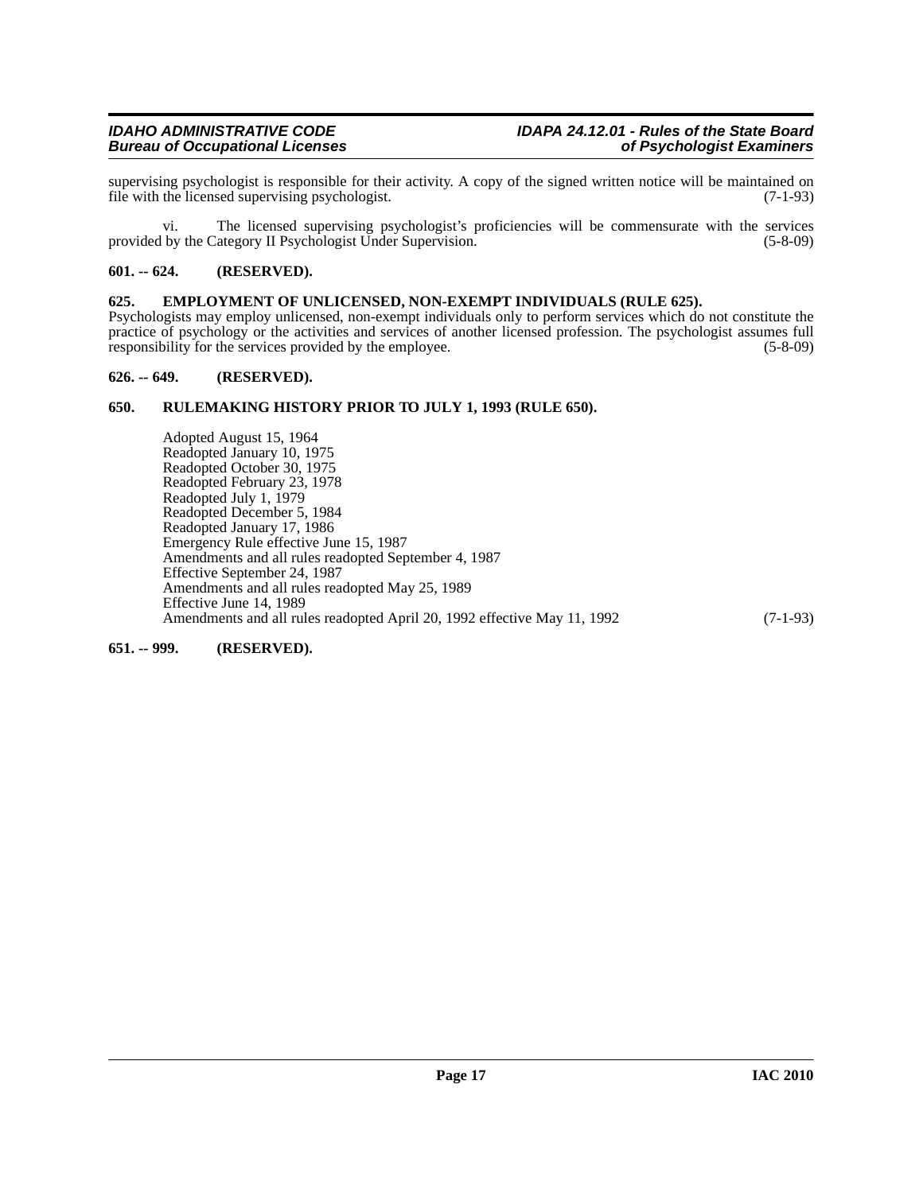supervising psychologist is responsible for their activity. A copy of the signed written notice will be maintained on file with the licensed supervising psychologist. (7-1-93)

vi. The licensed supervising psychologist's proficiencies will be commensurate with the services provided by the Category II Psychologist Under Supervision. (5-8-09)

### 601. -- 624. (RESERVED).

### 625. EMPLOYMENT OF UNLICENSED, NON-EXEMPT INDIVIDUALS (RULE 625).

Psychologists may employ unlicensed, non-exempt individuals only to perform services which do not constitute the practice of psychology or the activities and services of another licensed profession. The psychologist assumes full responsibility for the services provided by the employee. (5-8-09)

### 626. -- 649. (RESERVED).

### 650. RULEMAKING HISTORY PRIOR TO JULY 1, 1993 (RULE 650).

Adopted August 15, 1964
Readopted January 10, 1975
Readopted October 30, 1975
Readopted February 23, 1978
Readopted July 1, 1979
Readopted December 5, 1984
Readopted January 17, 1986
Emergency Rule effective June 15, 1987
Amendments and all rules readopted September 4, 1987
Effective September 24, 1987
Amendments and all rules readopted May 25, 1989
Effective June 14, 1989
Amendments and all rules readopted April 20, 1992 effective May 11, 1992 (7-1-93)

### 651. -- 999. (RESERVED).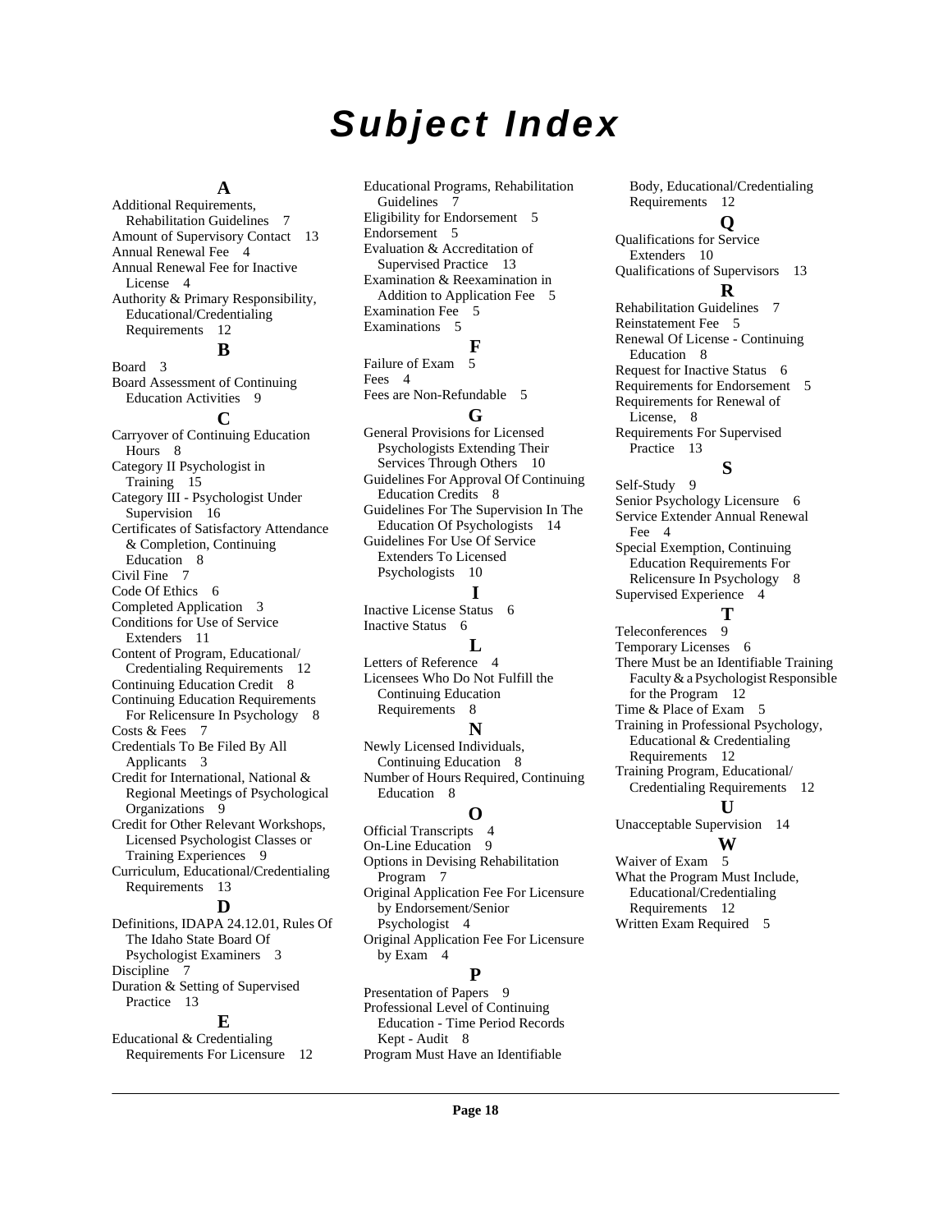# Subject Index

## A

Additional Requirements, Rehabilitation Guidelines 7
Amount of Supervisory Contact 13
Annual Renewal Fee 4
Annual Renewal Fee for Inactive License 4
Authority & Primary Responsibility, Educational/Credentialing Requirements 12

## B

Board 3
Board Assessment of Continuing Education Activities 9

## C

Carryover of Continuing Education Hours 8
Category II Psychologist in Training 15
Category III - Psychologist Under Supervision 16
Certificates of Satisfactory Attendance & Completion, Continuing Education 8
Civil Fine 7
Code Of Ethics 6
Completed Application 3
Conditions for Use of Service Extenders 11
Content of Program, Educational/ Credentialing Requirements 12
Continuing Education Credit 8
Continuing Education Requirements For Relicensure In Psychology 8
Costs & Fees 7
Credentials To Be Filed By All Applicants 3
Credit for International, National & Regional Meetings of Psychological Organizations 9
Credit for Other Relevant Workshops, Licensed Psychologist Classes or Training Experiences 9
Curriculum, Educational/Credentialing Requirements 13

## D

Definitions, IDAPA 24.12.01, Rules Of The Idaho State Board Of Psychologist Examiners 3
Discipline 7
Duration & Setting of Supervised Practice 13

## E

Educational & Credentialing Requirements For Licensure 12
Educational Programs, Rehabilitation Guidelines 7
Eligibility for Endorsement 5
Endorsement 5
Evaluation & Accreditation of Supervised Practice 13
Examination & Reexamination in Addition to Application Fee 5
Examination Fee 5
Examinations 5

## F

Failure of Exam 5
Fees 4
Fees are Non-Refundable 5

## G

General Provisions for Licensed Psychologists Extending Their Services Through Others 10
Guidelines For Approval Of Continuing Education Credits 8
Guidelines For The Supervision In The Education Of Psychologists 14
Guidelines For Use Of Service Extenders To Licensed Psychologists 10

## I

Inactive License Status 6
Inactive Status 6

## L

Letters of Reference 4
Licensees Who Do Not Fulfill the Continuing Education Requirements 8

## N

Newly Licensed Individuals, Continuing Education 8
Number of Hours Required, Continuing Education 8

## O

Official Transcripts 4
On-Line Education 9
Options in Devising Rehabilitation Program 7
Original Application Fee For Licensure by Endorsement/Senior Psychologist 4
Original Application Fee For Licensure by Exam 4

## P

Presentation of Papers 9
Professional Level of Continuing Education - Time Period Records Kept - Audit 8
Program Must Have an Identifiable Body, Educational/Credentialing Requirements 12

## Q

Qualifications for Service Extenders 10
Qualifications of Supervisors 13

## R

Rehabilitation Guidelines 7
Reinstatement Fee 5
Renewal Of License - Continuing Education 8
Request for Inactive Status 6
Requirements for Endorsement 5
Requirements for Renewal of License, 8
Requirements For Supervised Practice 13

## S

Self-Study 9
Senior Psychology Licensure 6
Service Extender Annual Renewal Fee 4
Special Exemption, Continuing Education Requirements For Relicensure In Psychology 8
Supervised Experience 4

## T

Teleconferences 9
Temporary Licenses 6
There Must be an Identifiable Training Faculty & a Psychologist Responsible for the Program 12
Time & Place of Exam 5
Training in Professional Psychology, Educational & Credentialing Requirements 12
Training Program, Educational/ Credentialing Requirements 12

## U

Unacceptable Supervision 14

## W

Waiver of Exam 5
What the Program Must Include, Educational/Credentialing Requirements 12
Written Exam Required 5